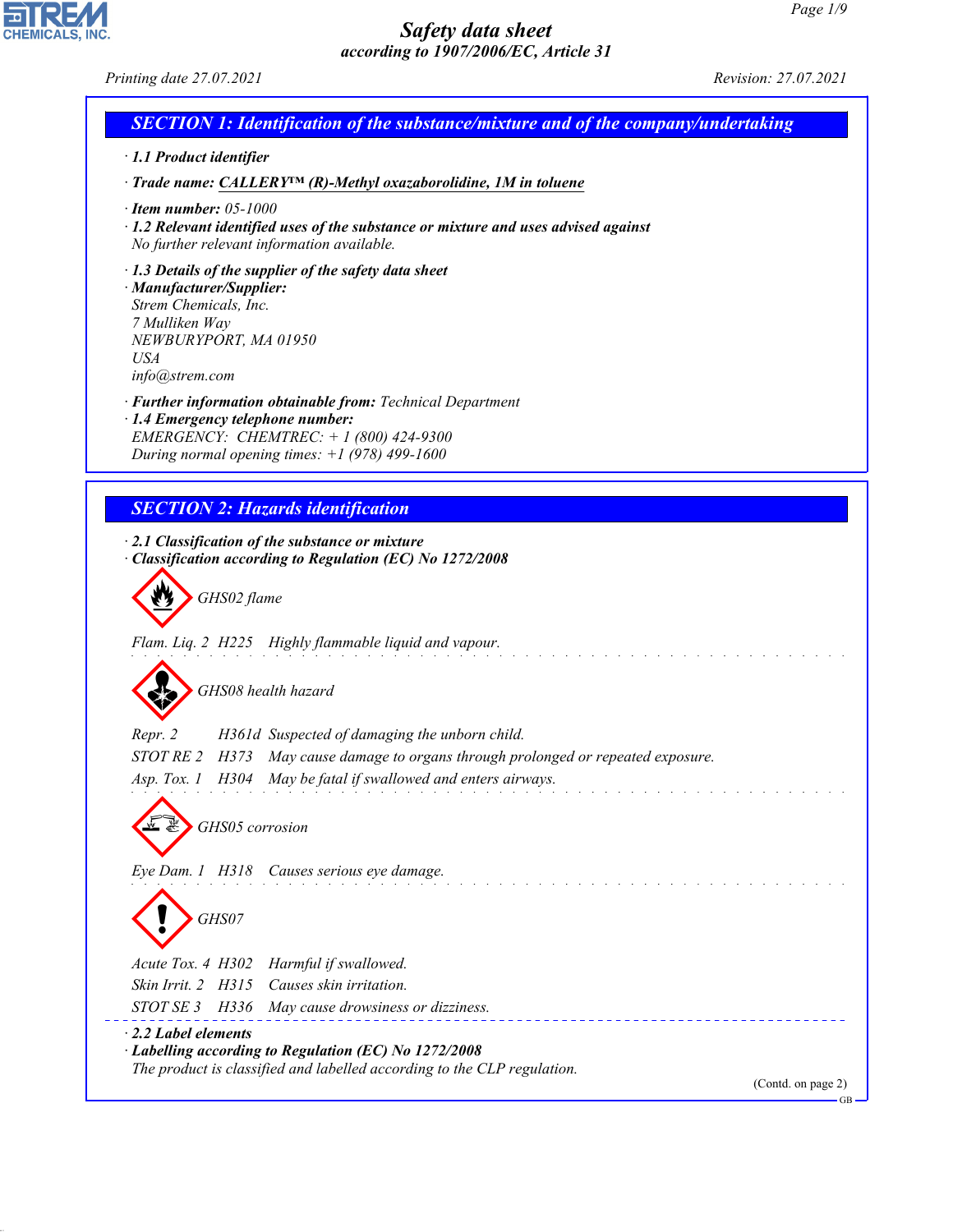# Safety data sheet
*according to 1907/2006/EC, Article 31*

Printing date 27.07.2021 Revision: 27.07.2021

## SECTION 1: Identification of the substance/mixture and of the company/undertaking

· **1.1 Product identifier**

· **Trade name: CALLERY™ (R)-Methyl oxazaborolidine, 1M in toluene**

· **Item number:** 05-1000

· **1.2 Relevant identified uses of the substance or mixture and uses advised against**
No further relevant information available.

· **1.3 Details of the supplier of the safety data sheet**

· **Manufacturer/Supplier:**
Strem Chemicals, Inc.
7 Mulliken Way
NEWBURYPORT, MA 01950
USA
info@strem.com

· **Further information obtainable from:** Technical Department

· **1.4 Emergency telephone number:**
EMERGENCY: CHEMTREC: + 1 (800) 424-9300
During normal opening times: +1 (978) 499-1600

## SECTION 2: Hazards identification

· **2.1 Classification of the substance or mixture**

· **Classification according to Regulation (EC) No 1272/2008**

GHS02 flame

Flam. Liq. 2 H225 Highly flammable liquid and vapour.

GHS08 health hazard

Repr. 2 H361d Suspected of damaging the unborn child.
STOT RE 2 H373 May cause damage to organs through prolonged or repeated exposure.
Asp. Tox. 1 H304 May be fatal if swallowed and enters airways.

GHS05 corrosion

Eye Dam. 1 H318 Causes serious eye damage.

GHS07

Acute Tox. 4 H302 Harmful if swallowed.
Skin Irrit. 2 H315 Causes skin irritation.
STOT SE 3 H336 May cause drowsiness or dizziness.

· **2.2 Label elements**

· **Labelling according to Regulation (EC) No 1272/2008**
The product is classified and labelled according to the CLP regulation.

(Contd. on page 2)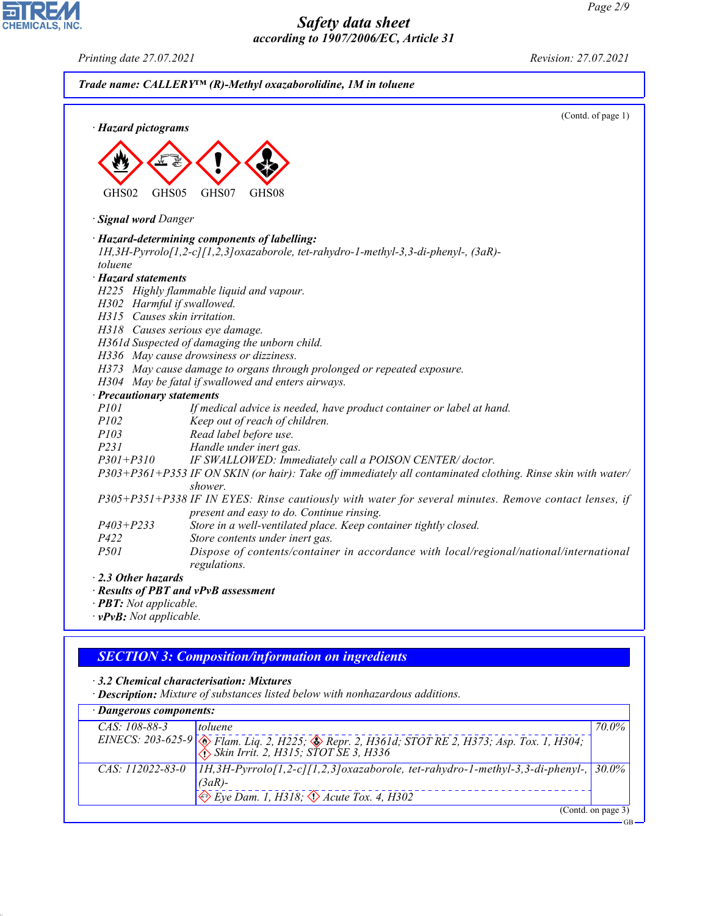**Trade name: CALLERY™ (R)-Methyl oxazaborolidine, 1M in toluene**

(Contd. of page 1)

· **Hazard pictograms**

GHS02 GHS05 GHS07 GHS08

· **Signal word** Danger

· **Hazard-determining components of labelling:**
1H,3H-Pyrrolo[1,2-c][1,2,3]oxazaborole, tet-rahydro-1-methyl-3,3-di-phenyl-, (3aR)-
toluene

· **Hazard statements**
H225 Highly flammable liquid and vapour.
H302 Harmful if swallowed.
H315 Causes skin irritation.
H318 Causes serious eye damage.
H361d Suspected of damaging the unborn child.
H336 May cause drowsiness or dizziness.
H373 May cause damage to organs through prolonged or repeated exposure.
H304 May be fatal if swallowed and enters airways.

· **Precautionary statements**
P101 If medical advice is needed, have product container or label at hand.
P102 Keep out of reach of children.
P103 Read label before use.
P231 Handle under inert gas.
P301+P310 IF SWALLOWED: Immediately call a POISON CENTER/ doctor.
P303+P361+P353 IF ON SKIN (or hair): Take off immediately all contaminated clothing. Rinse skin with water/ shower.
P305+P351+P338 IF IN EYES: Rinse cautiously with water for several minutes. Remove contact lenses, if present and easy to do. Continue rinsing.
P403+P233 Store in a well-ventilated place. Keep container tightly closed.
P422 Store contents under inert gas.
P501 Dispose of contents/container in accordance with local/regional/national/international regulations.

· **2.3 Other hazards**
· **Results of PBT and vPvB assessment**
· **PBT:** Not applicable.
· **vPvB:** Not applicable.

## SECTION 3: Composition/information on ingredients

· **3.2 Chemical characterisation: Mixtures**
· **Description:** Mixture of substances listed below with nonhazardous additions.

· **Dangerous components:**

| | | |
|---|---|---|
| CAS: 108-88-3<br>EINECS: 203-625-9 | toluene<br>Flam. Liq. 2, H225; Repr. 2, H361d; STOT RE 2, H373; Asp. Tox. 1, H304; Skin Irrit. 2, H315; STOT SE 3, H336 | 70.0% |
| CAS: 112022-83-0 | 1H,3H-Pyrrolo[1,2-c][1,2,3]oxazaborole, tet-rahydro-1-methyl-3,3-di-phenyl-, (3aR)-<br>Eye Dam. 1, H318; Acute Tox. 4, H302 | 30.0% |

(Contd. on page 3)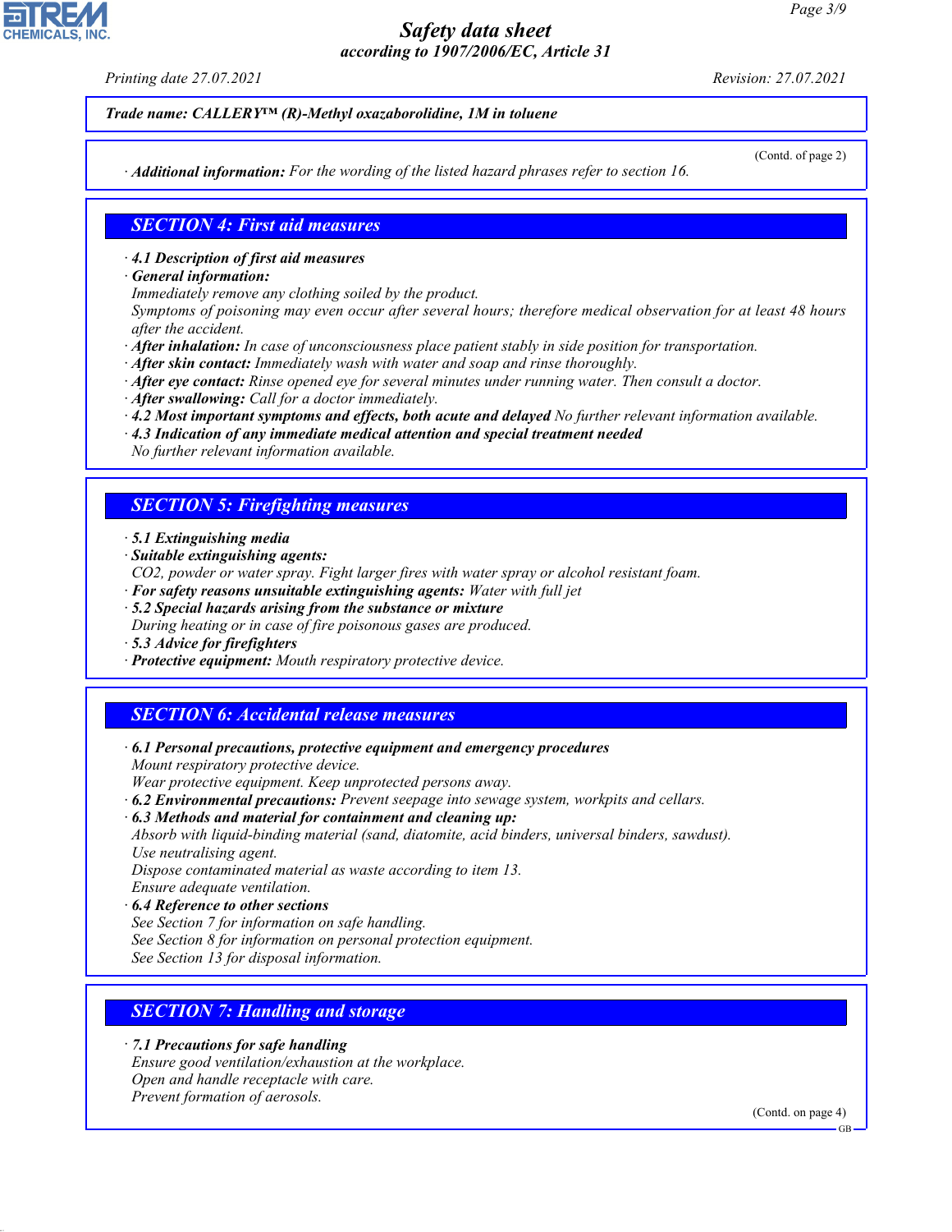**Trade name: CALLERY™ (R)-Methyl oxazaborolidine, 1M in toluene**

(Contd. of page 2)

· **Additional information:** For the wording of the listed hazard phrases refer to section 16.

## SECTION 4: First aid measures

· **4.1 Description of first aid measures**
· **General information:**
Immediately remove any clothing soiled by the product.
Symptoms of poisoning may even occur after several hours; therefore medical observation for at least 48 hours after the accident.
· **After inhalation:** In case of unconsciousness place patient stably in side position for transportation.
· **After skin contact:** Immediately wash with water and soap and rinse thoroughly.
· **After eye contact:** Rinse opened eye for several minutes under running water. Then consult a doctor.
· **After swallowing:** Call for a doctor immediately.
· **4.2 Most important symptoms and effects, both acute and delayed** No further relevant information available.
· **4.3 Indication of any immediate medical attention and special treatment needed**
No further relevant information available.

## SECTION 5: Firefighting measures

· **5.1 Extinguishing media**
· **Suitable extinguishing agents:**
$CO_2$, powder or water spray. Fight larger fires with water spray or alcohol resistant foam.
· **For safety reasons unsuitable extinguishing agents:** Water with full jet
· **5.2 Special hazards arising from the substance or mixture**
During heating or in case of fire poisonous gases are produced.
· **5.3 Advice for firefighters**
· **Protective equipment:** Mouth respiratory protective device.

## SECTION 6: Accidental release measures

· **6.1 Personal precautions, protective equipment and emergency procedures**
Mount respiratory protective device.
Wear protective equipment. Keep unprotected persons away.
· **6.2 Environmental precautions:** Prevent seepage into sewage system, workpits and cellars.
· **6.3 Methods and material for containment and cleaning up:**
Absorb with liquid-binding material (sand, diatomite, acid binders, universal binders, sawdust).
Use neutralising agent.
Dispose contaminated material as waste according to item 13.
Ensure adequate ventilation.
· **6.4 Reference to other sections**
See Section 7 for information on safe handling.
See Section 8 for information on personal protection equipment.
See Section 13 for disposal information.

## SECTION 7: Handling and storage

· **7.1 Precautions for safe handling**
Ensure good ventilation/exhaustion at the workplace.
Open and handle receptacle with care.
Prevent formation of aerosols.

(Contd. on page 4)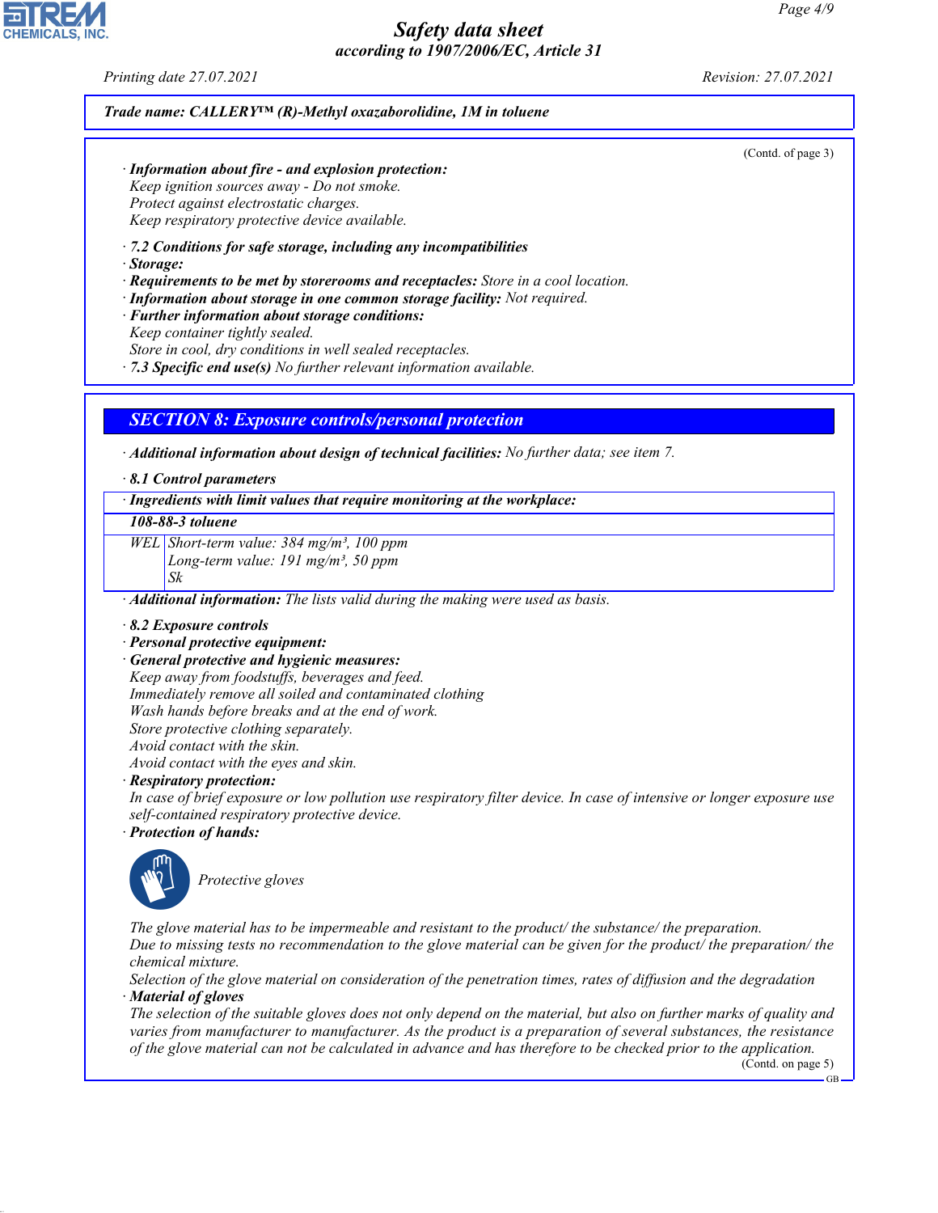**Trade name: CALLERY™ (R)-Methyl oxazaborolidine, 1M in toluene**

(Contd. of page 3)

· **Information about fire - and explosion protection:**
Keep ignition sources away - Do not smoke.
Protect against electrostatic charges.
Keep respiratory protective device available.

· **7.2 Conditions for safe storage, including any incompatibilities**
· **Storage:**
· **Requirements to be met by storerooms and receptacles:** Store in a cool location.
· **Information about storage in one common storage facility:** Not required.
· **Further information about storage conditions:**
Keep container tightly sealed.
Store in cool, dry conditions in well sealed receptacles.
· **7.3 Specific end use(s)** No further relevant information available.

## SECTION 8: Exposure controls/personal protection

· **Additional information about design of technical facilities:** No further data; see item 7.

· **8.1 Control parameters**

| · Ingredients with limit values that require monitoring at the workplace: | |
|---|---|
| **108-88-3 toluene** | |
| WEL | Short-term value: 384 mg/m³, 100 ppm<br>Long-term value: 191 mg/m³, 50 ppm<br>Sk |

· **Additional information:** The lists valid during the making were used as basis.

· **8.2 Exposure controls**
· **Personal protective equipment:**
· **General protective and hygienic measures:**
Keep away from foodstuffs, beverages and feed.
Immediately remove all soiled and contaminated clothing
Wash hands before breaks and at the end of work.
Store protective clothing separately.
Avoid contact with the skin.
Avoid contact with the eyes and skin.
· **Respiratory protection:**
In case of brief exposure or low pollution use respiratory filter device. In case of intensive or longer exposure use self-contained respiratory protective device.
· **Protection of hands:**

Protective gloves

The glove material has to be impermeable and resistant to the product/ the substance/ the preparation.
Due to missing tests no recommendation to the glove material can be given for the product/ the preparation/ the chemical mixture.
Selection of the glove material on consideration of the penetration times, rates of diffusion and the degradation
· **Material of gloves**
The selection of the suitable gloves does not only depend on the material, but also on further marks of quality and varies from manufacturer to manufacturer. As the product is a preparation of several substances, the resistance of the glove material can not be calculated in advance and has therefore to be checked prior to the application.

(Contd. on page 5)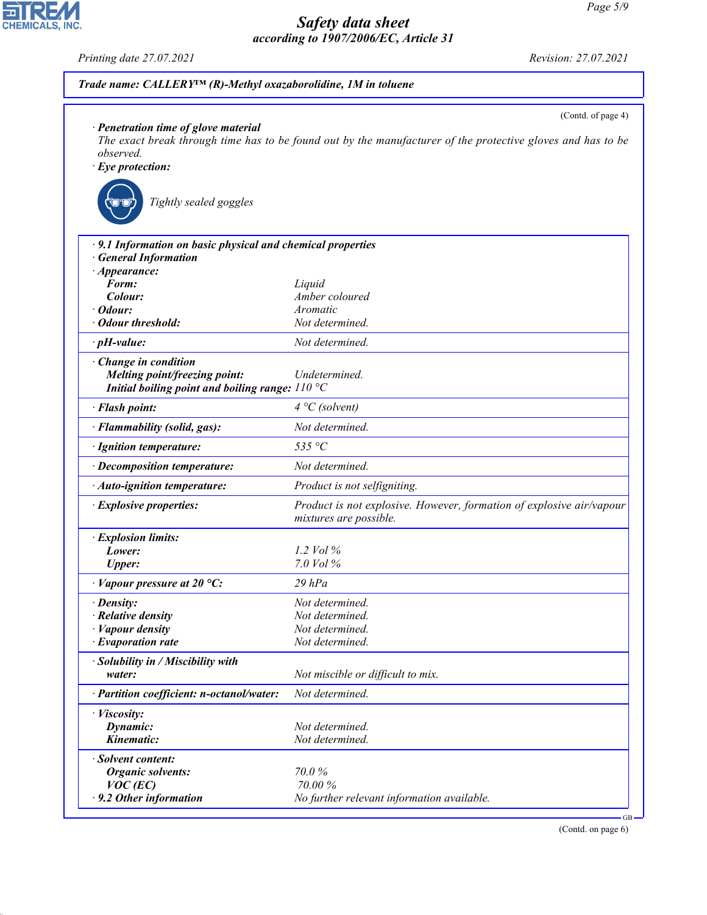**Safety data sheet**
*according to 1907/2006/EC, Article 31*

Printing date 27.07.2021 — Revision: 27.07.2021

**Trade name: CALLERY™ (R)-Methyl oxazaborolidine, 1M in toluene**

(Contd. of page 4)

· **Penetration time of glove material**
The exact break through time has to be found out by the manufacturer of the protective gloves and has to be observed.

· **Eye protection:**

Tightly sealed goggles

· **9.1 Information on basic physical and chemical properties**

· **General Information**

| Property | Value |
|---|---|
| · **Appearance:** | |
| **Form:** | Liquid |
| **Colour:** | Amber coloured |
| · **Odour:** | Aromatic |
| · **Odour threshold:** | Not determined. |
| · **pH-value:** | Not determined. |
| · **Change in condition** | |
| **Melting point/freezing point:** | Undetermined. |
| **Initial boiling point and boiling range:** | 110 °C |
| · **Flash point:** | 4 °C (solvent) |
| · **Flammability (solid, gas):** | Not determined. |
| · **Ignition temperature:** | 535 °C |
| · **Decomposition temperature:** | Not determined. |
| · **Auto-ignition temperature:** | Product is not selfigniting. |
| · **Explosive properties:** | Product is not explosive. However, formation of explosive air/vapour mixtures are possible. |
| · **Explosion limits:** | |
| **Lower:** | 1.2 Vol % |
| **Upper:** | 7.0 Vol % |
| · **Vapour pressure at 20 °C:** | 29 hPa |
| · **Density:** | Not determined. |
| · **Relative density** | Not determined. |
| · **Vapour density** | Not determined. |
| · **Evaporation rate** | Not determined. |
| · **Solubility in / Miscibility with** | |
| **water:** | Not miscible or difficult to mix. |
| · **Partition coefficient: n-octanol/water:** | Not determined. |
| · **Viscosity:** | |
| **Dynamic:** | Not determined. |
| **Kinematic:** | Not determined. |
| · **Solvent content:** | |
| **Organic solvents:** | 70.0 % |
| **VOC (EC)** | 70.00 % |
| · **9.2 Other information** | No further relevant information available. |

(Contd. on page 6)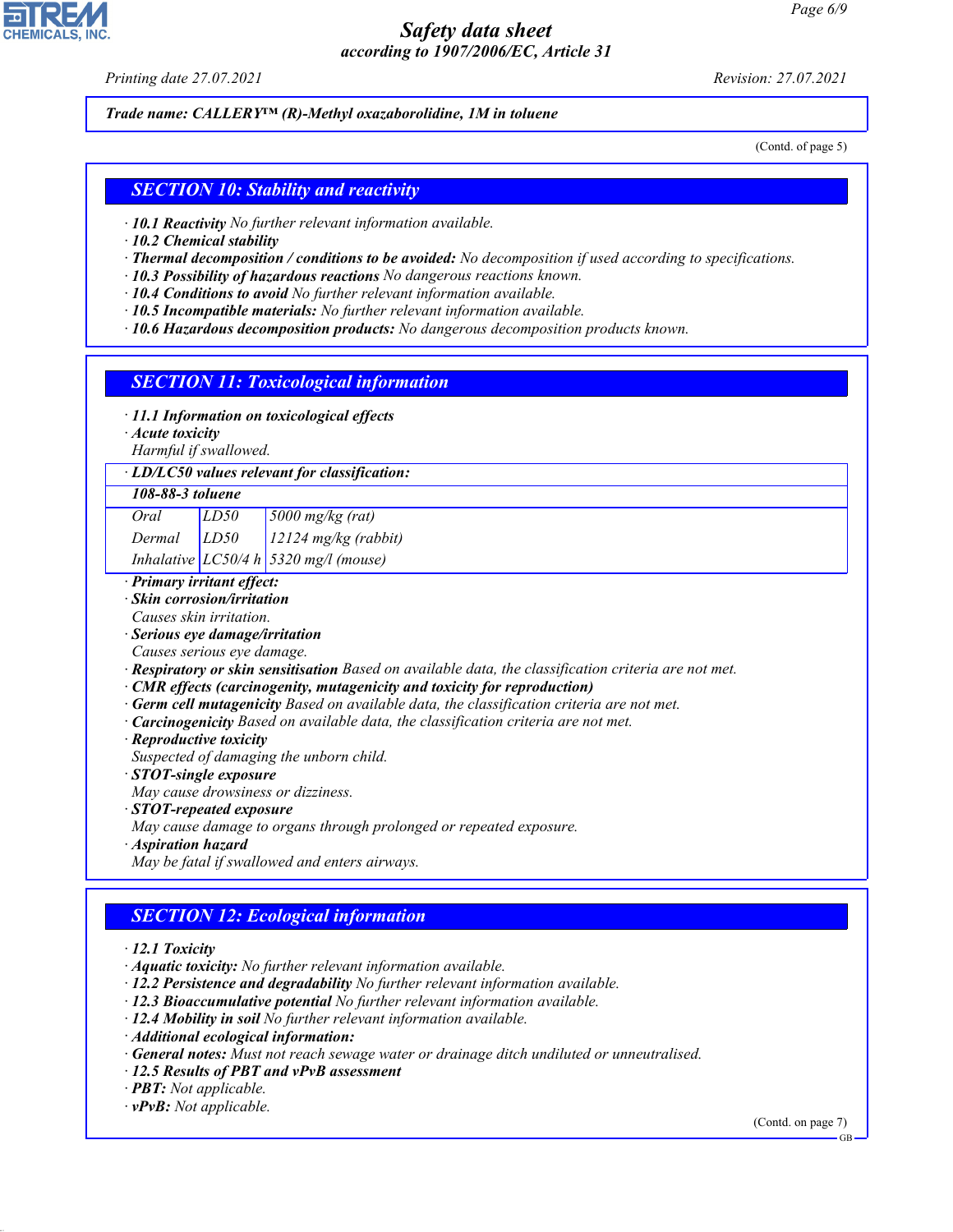**Trade name: CALLERY™ (R)-Methyl oxazaborolidine, 1M in toluene**

(Contd. of page 5)

## SECTION 10: Stability and reactivity

- **10.1 Reactivity** No further relevant information available.
- **10.2 Chemical stability**
- **Thermal decomposition / conditions to be avoided:** No decomposition if used according to specifications.
- **10.3 Possibility of hazardous reactions** No dangerous reactions known.
- **10.4 Conditions to avoid** No further relevant information available.
- **10.5 Incompatible materials:** No further relevant information available.
- **10.6 Hazardous decomposition products:** No dangerous decomposition products known.

## SECTION 11: Toxicological information

- **11.1 Information on toxicological effects**
- **Acute toxicity**

  Harmful if swallowed.

| · LD/LC50 values relevant for classification: | | |
|---|---|---|
| **108-88-3 toluene** | | |
| Oral | LD50 | 5000 mg/kg (rat) |
| Dermal | LD50 | 12124 mg/kg (rabbit) |
| Inhalative | LC50/4 h | 5320 mg/l (mouse) |

- **Primary irritant effect:**
- **Skin corrosion/irritation**

  Causes skin irritation.
- **Serious eye damage/irritation**

  Causes serious eye damage.
- **Respiratory or skin sensitisation** Based on available data, the classification criteria are not met.
- **CMR effects (carcinogenity, mutagenicity and toxicity for reproduction)**
- **Germ cell mutagenicity** Based on available data, the classification criteria are not met.
- **Carcinogenicity** Based on available data, the classification criteria are not met.
- **Reproductive toxicity**

  Suspected of damaging the unborn child.
- **STOT-single exposure**

  May cause drowsiness or dizziness.
- **STOT-repeated exposure**

  May cause damage to organs through prolonged or repeated exposure.
- **Aspiration hazard**

  May be fatal if swallowed and enters airways.

## SECTION 12: Ecological information

- **12.1 Toxicity**
- **Aquatic toxicity:** No further relevant information available.
- **12.2 Persistence and degradability** No further relevant information available.
- **12.3 Bioaccumulative potential** No further relevant information available.
- **12.4 Mobility in soil** No further relevant information available.
- **Additional ecological information:**
- **General notes:** Must not reach sewage water or drainage ditch undiluted or unneutralised.
- **12.5 Results of PBT and vPvB assessment**
- **PBT:** Not applicable.
- **vPvB:** Not applicable.

(Contd. on page 7)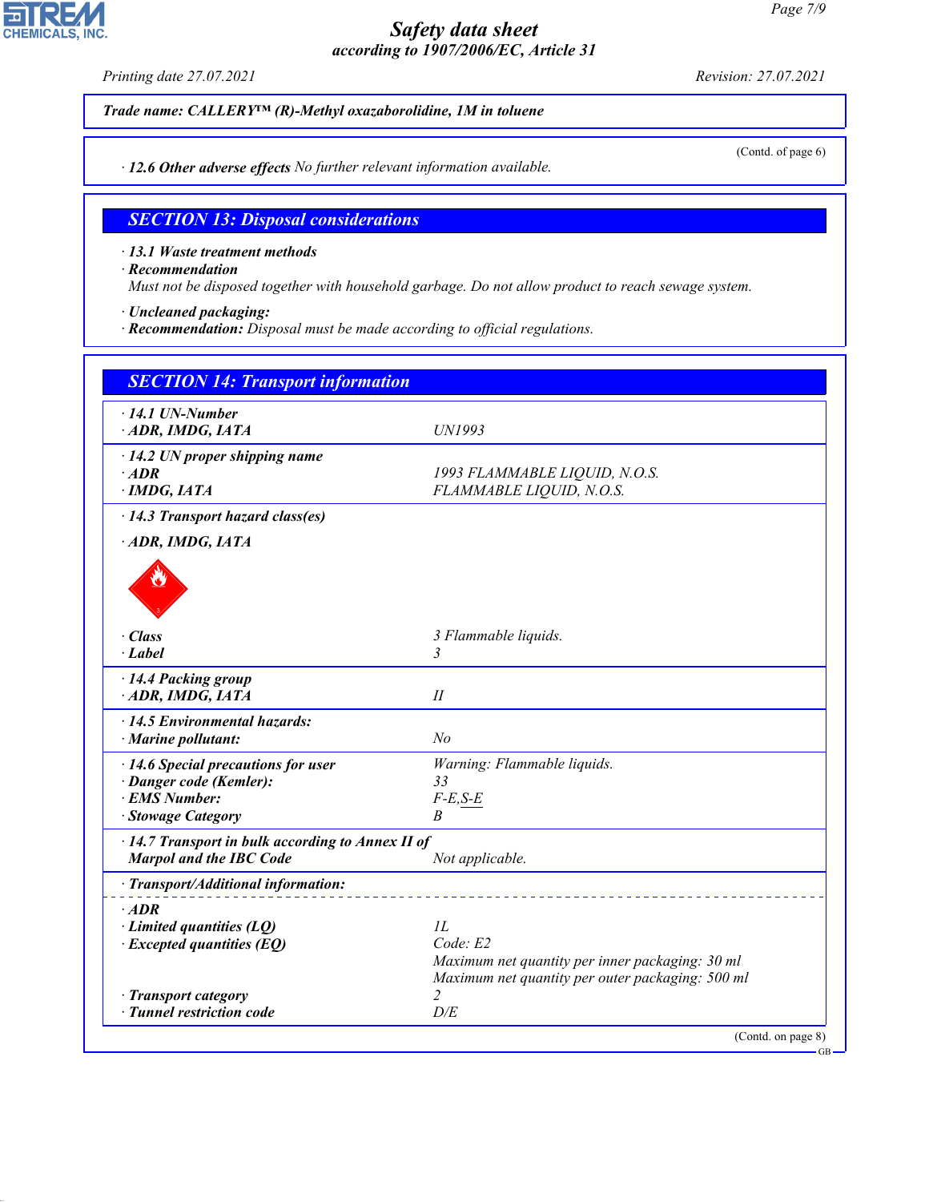Trade name: CALLERY™ (R)-Methyl oxazaborolidine, 1M in toluene

(Contd. of page 6)

· **12.6 Other adverse effects** No further relevant information available.

## SECTION 13: Disposal considerations

· **13.1 Waste treatment methods**
· **Recommendation**
Must not be disposed together with household garbage. Do not allow product to reach sewage system.

· **Uncleaned packaging:**
· **Recommendation:** Disposal must be made according to official regulations.

## SECTION 14: Transport information

| | |
|---|---|
| · **14.1 UN-Number** | |
| · **ADR, IMDG, IATA** | UN1993 |
| · **14.2 UN proper shipping name** | |
| · **ADR** | 1993 FLAMMABLE LIQUID, N.O.S. |
| · **IMDG, IATA** | FLAMMABLE LIQUID, N.O.S. |
| · **14.3 Transport hazard class(es)** | |
| · **ADR, IMDG, IATA** | |
| · **Class** | 3 Flammable liquids. |
| · **Label** | 3 |
| · **14.4 Packing group** | |
| · **ADR, IMDG, IATA** | II |
| · **14.5 Environmental hazards:** | |
| · **Marine pollutant:** | No |
| · **14.6 Special precautions for user** | Warning: Flammable liquids. |
| · **Danger code (Kemler):** | 33 |
| · **EMS Number:** | F-E,S-E |
| · **Stowage Category** | B |
| · **14.7 Transport in bulk according to Annex II of Marpol and the IBC Code** | Not applicable. |
| · **Transport/Additional information:** | |
| · **ADR** | |
| · **Limited quantities (LQ)** | 1L |
| · **Excepted quantities (EQ)** | Code: E2<br>Maximum net quantity per inner packaging: 30 ml<br>Maximum net quantity per outer packaging: 500 ml |
| · **Transport category** | 2 |
| · **Tunnel restriction code** | D/E |

(Contd. on page 8)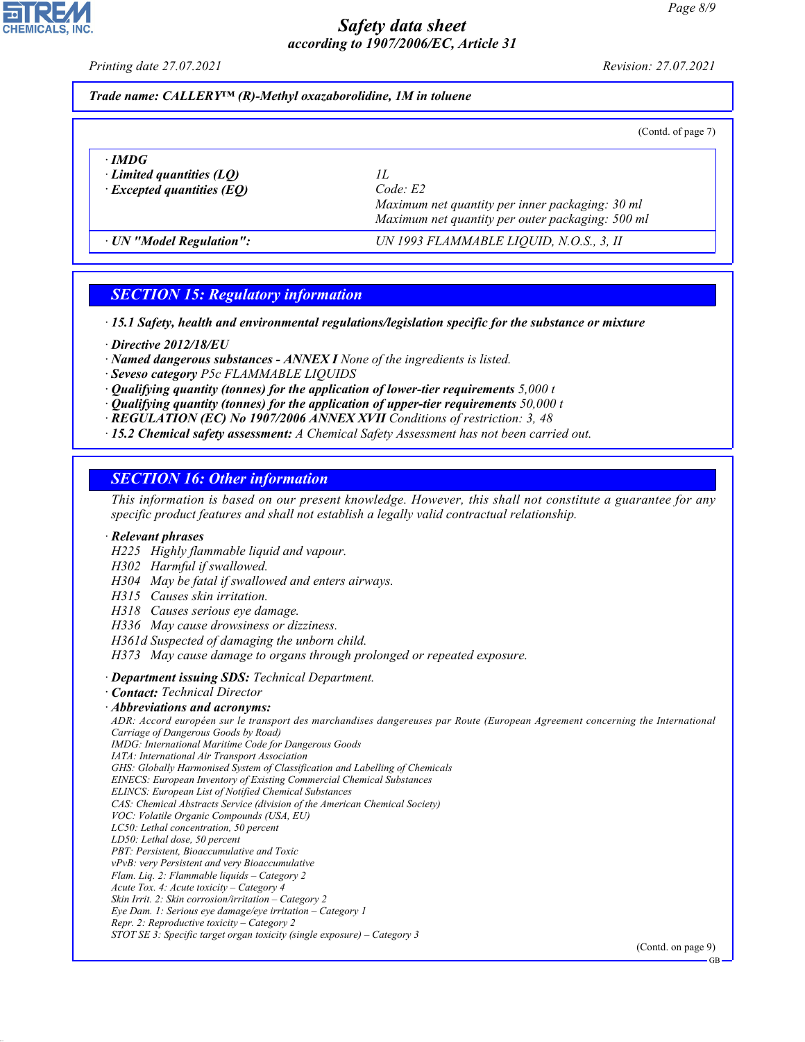**Trade name: CALLERY™ (R)-Methyl oxazaborolidine, 1M in toluene**

(Contd. of page 7)

| | |
|---|---|
| · **IMDG** | |
| · **Limited quantities (LQ)** | 1L |
| · **Excepted quantities (EQ)** | Code: E2<br>Maximum net quantity per inner packaging: 30 ml<br>Maximum net quantity per outer packaging: 500 ml |
| · **UN "Model Regulation":** | UN 1993 FLAMMABLE LIQUID, N.O.S., 3, II |

## SECTION 15: Regulatory information

· **15.1 Safety, health and environmental regulations/legislation specific for the substance or mixture**

· **Directive 2012/18/EU**
· **Named dangerous substances - ANNEX I** None of the ingredients is listed.
· **Seveso category** P5c FLAMMABLE LIQUIDS
· **Qualifying quantity (tonnes) for the application of lower-tier requirements** 5,000 t
· **Qualifying quantity (tonnes) for the application of upper-tier requirements** 50,000 t
· **REGULATION (EC) No 1907/2006 ANNEX XVII** Conditions of restriction: 3, 48
· **15.2 Chemical safety assessment:** A Chemical Safety Assessment has not been carried out.

## SECTION 16: Other information

This information is based on our present knowledge. However, this shall not constitute a guarantee for any specific product features and shall not establish a legally valid contractual relationship.

· **Relevant phrases**
H225 Highly flammable liquid and vapour.
H302 Harmful if swallowed.
H304 May be fatal if swallowed and enters airways.
H315 Causes skin irritation.
H318 Causes serious eye damage.
H336 May cause drowsiness or dizziness.
H361d Suspected of damaging the unborn child.
H373 May cause damage to organs through prolonged or repeated exposure.

· **Department issuing SDS:** Technical Department.
· **Contact:** Technical Director
· **Abbreviations and acronyms:**
ADR: Accord européen sur le transport des marchandises dangereuses par Route (European Agreement concerning the International Carriage of Dangerous Goods by Road)
IMDG: International Maritime Code for Dangerous Goods
IATA: International Air Transport Association
GHS: Globally Harmonised System of Classification and Labelling of Chemicals
EINECS: European Inventory of Existing Commercial Chemical Substances
ELINCS: European List of Notified Chemical Substances
CAS: Chemical Abstracts Service (division of the American Chemical Society)
VOC: Volatile Organic Compounds (USA, EU)
LC50: Lethal concentration, 50 percent
LD50: Lethal dose, 50 percent
PBT: Persistent, Bioaccumulative and Toxic
vPvB: very Persistent and very Bioaccumulative
Flam. Liq. 2: Flammable liquids – Category 2
Acute Tox. 4: Acute toxicity – Category 4
Skin Irrit. 2: Skin corrosion/irritation – Category 2
Eye Dam. 1: Serious eye damage/eye irritation – Category 1
Repr. 2: Reproductive toxicity – Category 2
STOT SE 3: Specific target organ toxicity (single exposure) – Category 3

(Contd. on page 9)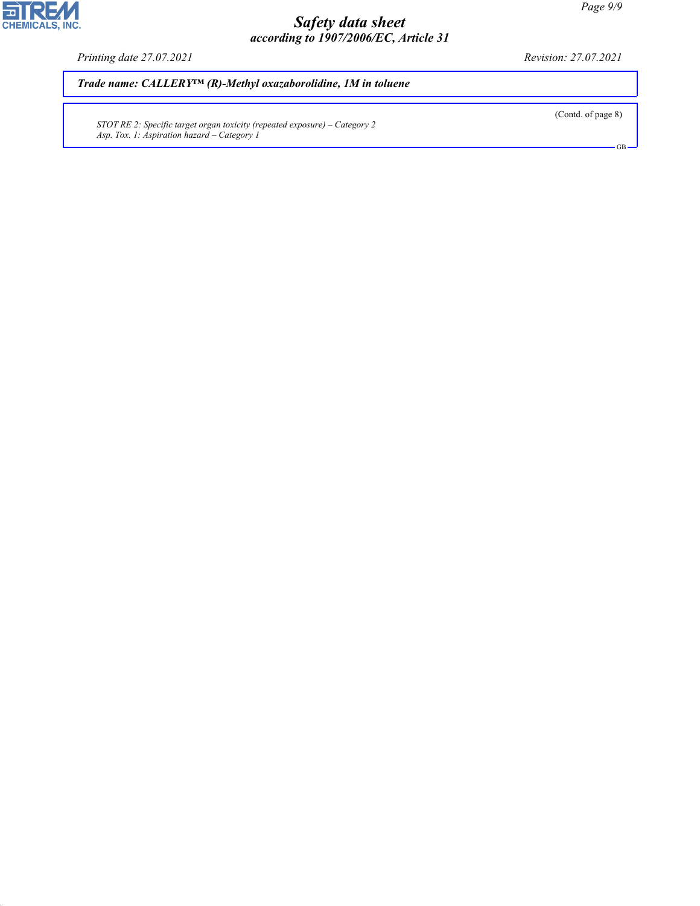STOT RE 2: Specific target organ toxicity (repeated exposure) – Category 2
Asp. Tox. 1: Aspiration hazard – Category 1